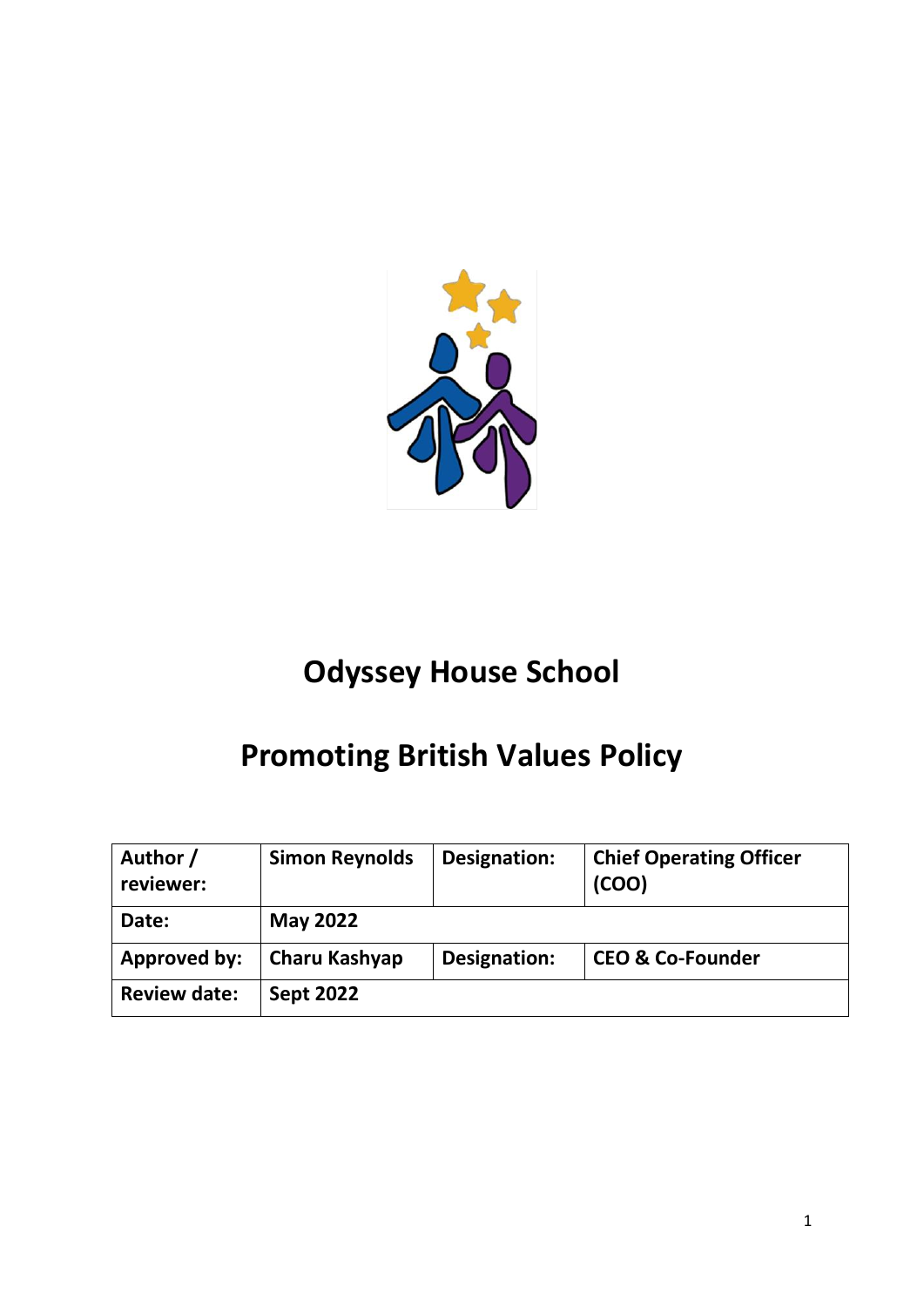# Odyssey House School

# Promoting British Values Policy

| Author / reviewer: | Simon Reynolds | Designation: | Chief Operating Officer (COO) |
|---|---|---|---|
| Date: | May 2022 | | |
| Approved by: | Charu Kashyap | Designation: | CEO & Co-Founder |
| Review date: | Sept 2022 | | |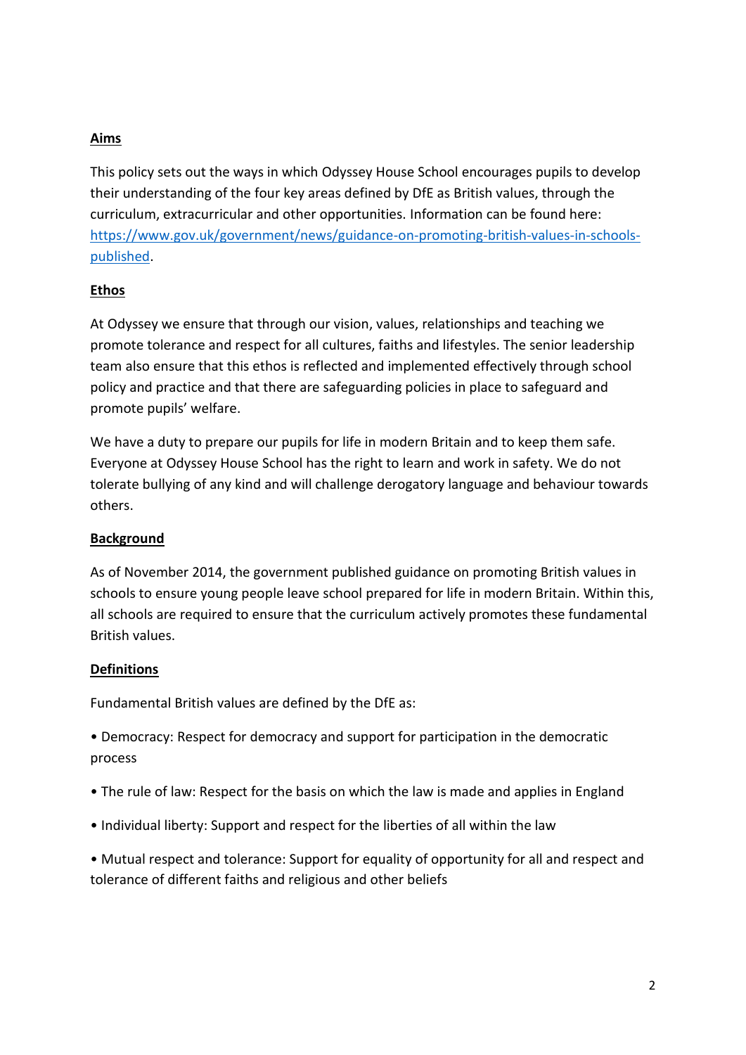## Aims

This policy sets out the ways in which Odyssey House School encourages pupils to develop their understanding of the four key areas defined by DfE as British values, through the curriculum, extracurricular and other opportunities. Information can be found here: [https://www.gov.uk/government/news/guidance-on-promoting-british-values-in-schools-published](https://www.gov.uk/government/news/guidance-on-promoting-british-values-in-schools-published).

## Ethos

At Odyssey we ensure that through our vision, values, relationships and teaching we promote tolerance and respect for all cultures, faiths and lifestyles. The senior leadership team also ensure that this ethos is reflected and implemented effectively through school policy and practice and that there are safeguarding policies in place to safeguard and promote pupils' welfare.

We have a duty to prepare our pupils for life in modern Britain and to keep them safe. Everyone at Odyssey House School has the right to learn and work in safety. We do not tolerate bullying of any kind and will challenge derogatory language and behaviour towards others.

## Background

As of November 2014, the government published guidance on promoting British values in schools to ensure young people leave school prepared for life in modern Britain. Within this, all schools are required to ensure that the curriculum actively promotes these fundamental British values.

## Definitions

Fundamental British values are defined by the DfE as:

- Democracy: Respect for democracy and support for participation in the democratic process
- The rule of law: Respect for the basis on which the law is made and applies in England
- Individual liberty: Support and respect for the liberties of all within the law
- Mutual respect and tolerance: Support for equality of opportunity for all and respect and tolerance of different faiths and religious and other beliefs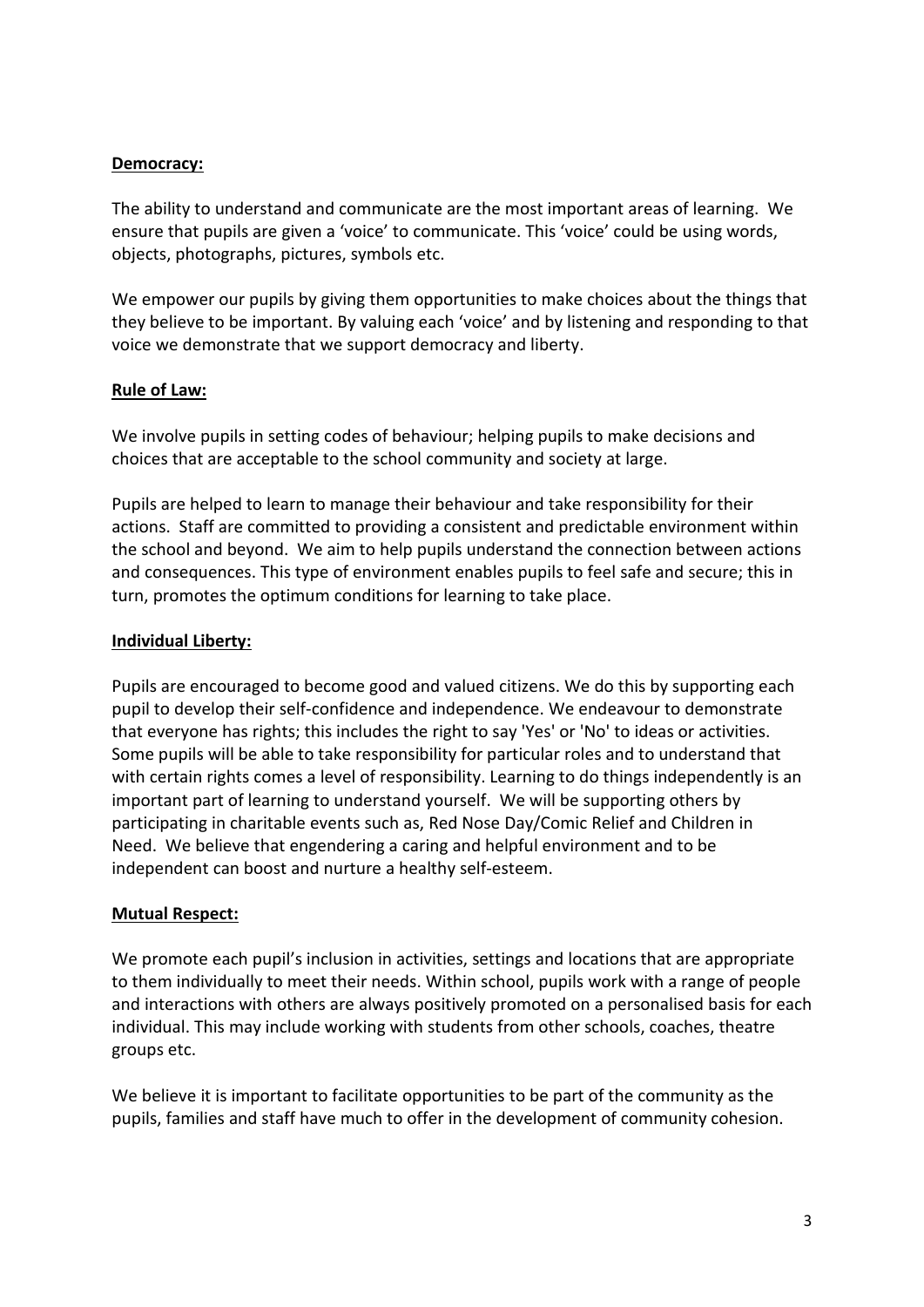**Democracy:**

The ability to understand and communicate are the most important areas of learning. We ensure that pupils are given a 'voice' to communicate. This 'voice' could be using words, objects, photographs, pictures, symbols etc.

We empower our pupils by giving them opportunities to make choices about the things that they believe to be important. By valuing each 'voice' and by listening and responding to that voice we demonstrate that we support democracy and liberty.

**Rule of Law:**

We involve pupils in setting codes of behaviour; helping pupils to make decisions and choices that are acceptable to the school community and society at large.

Pupils are helped to learn to manage their behaviour and take responsibility for their actions. Staff are committed to providing a consistent and predictable environment within the school and beyond. We aim to help pupils understand the connection between actions and consequences. This type of environment enables pupils to feel safe and secure; this in turn, promotes the optimum conditions for learning to take place.

**Individual Liberty:**

Pupils are encouraged to become good and valued citizens. We do this by supporting each pupil to develop their self-confidence and independence. We endeavour to demonstrate that everyone has rights; this includes the right to say 'Yes' or 'No' to ideas or activities. Some pupils will be able to take responsibility for particular roles and to understand that with certain rights comes a level of responsibility. Learning to do things independently is an important part of learning to understand yourself. We will be supporting others by participating in charitable events such as, Red Nose Day/Comic Relief and Children in Need. We believe that engendering a caring and helpful environment and to be independent can boost and nurture a healthy self-esteem.

**Mutual Respect:**

We promote each pupil's inclusion in activities, settings and locations that are appropriate to them individually to meet their needs. Within school, pupils work with a range of people and interactions with others are always positively promoted on a personalised basis for each individual. This may include working with students from other schools, coaches, theatre groups etc.

We believe it is important to facilitate opportunities to be part of the community as the pupils, families and staff have much to offer in the development of community cohesion.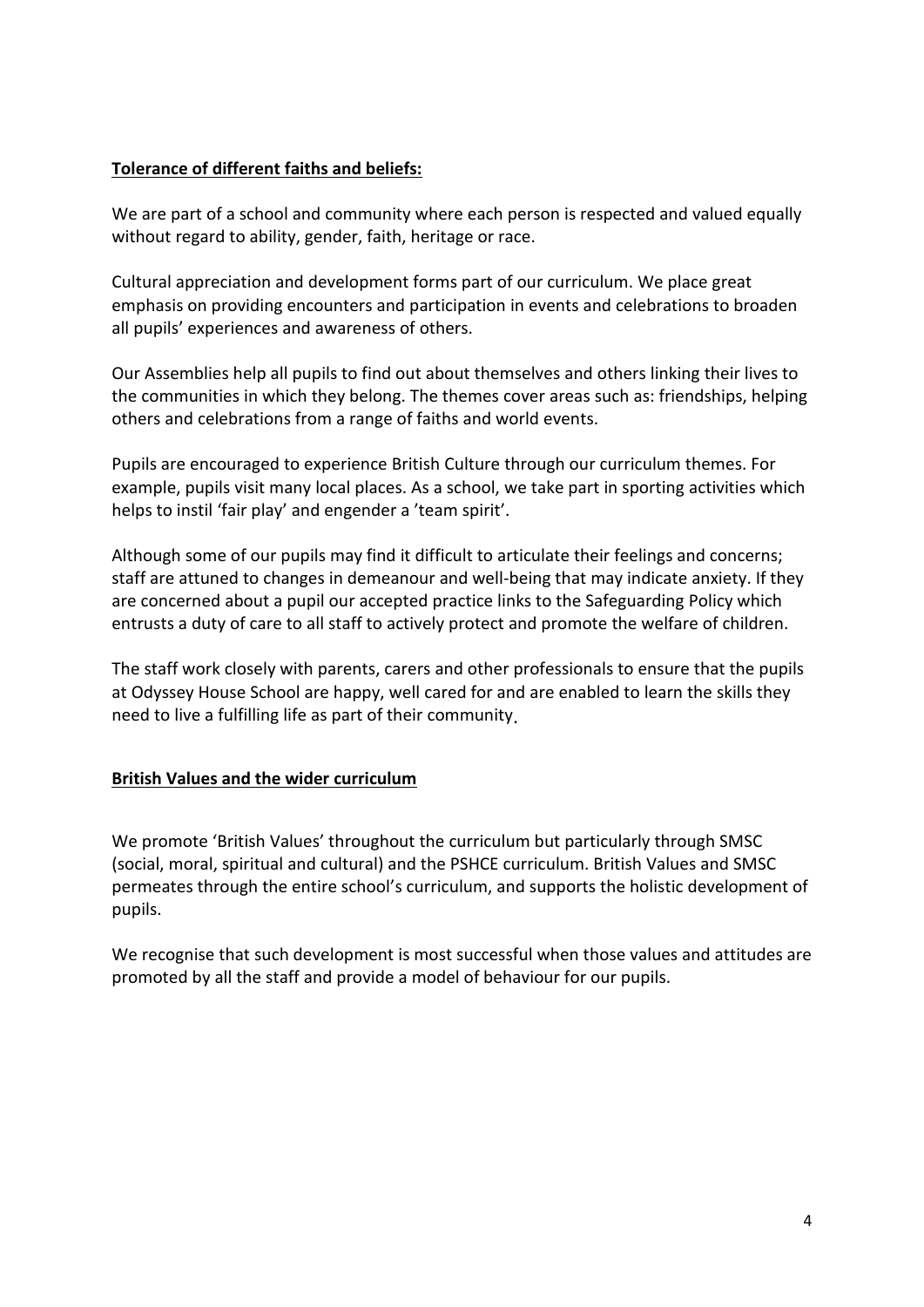**Tolerance of different faiths and beliefs:**

We are part of a school and community where each person is respected and valued equally without regard to ability, gender, faith, heritage or race.

Cultural appreciation and development forms part of our curriculum. We place great emphasis on providing encounters and participation in events and celebrations to broaden all pupils' experiences and awareness of others.

Our Assemblies help all pupils to find out about themselves and others linking their lives to the communities in which they belong. The themes cover areas such as: friendships, helping others and celebrations from a range of faiths and world events.

Pupils are encouraged to experience British Culture through our curriculum themes. For example, pupils visit many local places. As a school, we take part in sporting activities which helps to instil 'fair play' and engender a 'team spirit'.

Although some of our pupils may find it difficult to articulate their feelings and concerns; staff are attuned to changes in demeanour and well-being that may indicate anxiety. If they are concerned about a pupil our accepted practice links to the Safeguarding Policy which entrusts a duty of care to all staff to actively protect and promote the welfare of children.

The staff work closely with parents, carers and other professionals to ensure that the pupils at Odyssey House School are happy, well cared for and are enabled to learn the skills they need to live a fulfilling life as part of their community.

**British Values and the wider curriculum**

We promote 'British Values' throughout the curriculum but particularly through SMSC (social, moral, spiritual and cultural) and the PSHCE curriculum. British Values and SMSC permeates through the entire school's curriculum, and supports the holistic development of pupils.

We recognise that such development is most successful when those values and attitudes are promoted by all the staff and provide a model of behaviour for our pupils.